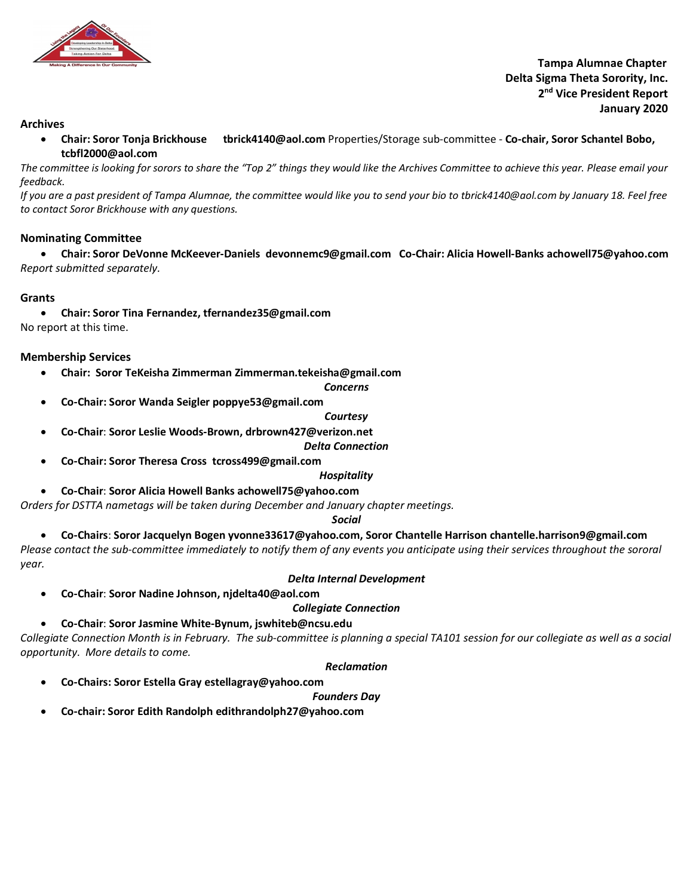**Tampa Alumnae Chapter**
**Delta Sigma Theta Sorority, Inc.**
**2nd Vice President Report**
**January 2020**

### Archives

- **Chair: Soror Tonja Brickhouse tbrick4140@aol.com** Properties/Storage sub-committee - **Co-chair, Soror Schantel Bobo, tcbfl2000@aol.com**

*The committee is looking for sorors to share the "Top 2" things they would like the Archives Committee to achieve this year. Please email your feedback.*

*If you are a past president of Tampa Alumnae, the committee would like you to send your bio to tbrick4140@aol.com by January 18. Feel free to contact Soror Brickhouse with any questions.*

### Nominating Committee

- **Chair: Soror DeVonne McKeever-Daniels devonnemc9@gmail.com Co-Chair: Alicia Howell-Banks achowell75@yahoo.com**

*Report submitted separately.*

### Grants

- **Chair: Soror Tina Fernandez, tfernandez35@gmail.com**

No report at this time.

### Membership Services

- **Chair: Soror TeKeisha Zimmerman Zimmerman.tekeisha@gmail.com**

***Concerns***

- **Co-Chair: Soror Wanda Seigler poppye53@gmail.com**

***Courtesy***

- **Co-Chair: Soror Leslie Woods-Brown, drbrown427@verizon.net**

***Delta Connection***

- **Co-Chair: Soror Theresa Cross tcross499@gmail.com**

***Hospitality***

- **Co-Chair: Soror Alicia Howell Banks achowell75@yahoo.com**

*Orders for DSTTA nametags will be taken during December and January chapter meetings.*

***Social***

- **Co-Chairs: Soror Jacquelyn Bogen yvonne33617@yahoo.com, Soror Chantelle Harrison chantelle.harrison9@gmail.com**

*Please contact the sub-committee immediately to notify them of any events you anticipate using their services throughout the sororal year.*

***Delta Internal Development***

- **Co-Chair: Soror Nadine Johnson, njdelta40@aol.com**

***Collegiate Connection***

- **Co-Chair: Soror Jasmine White-Bynum, jswhiteb@ncsu.edu**

*Collegiate Connection Month is in February. The sub-committee is planning a special TA101 session for our collegiate as well as a social opportunity. More details to come.*

***Reclamation***

- **Co-Chairs: Soror Estella Gray estellagray@yahoo.com**

***Founders Day***

- **Co-chair: Soror Edith Randolph edithrandolph27@yahoo.com**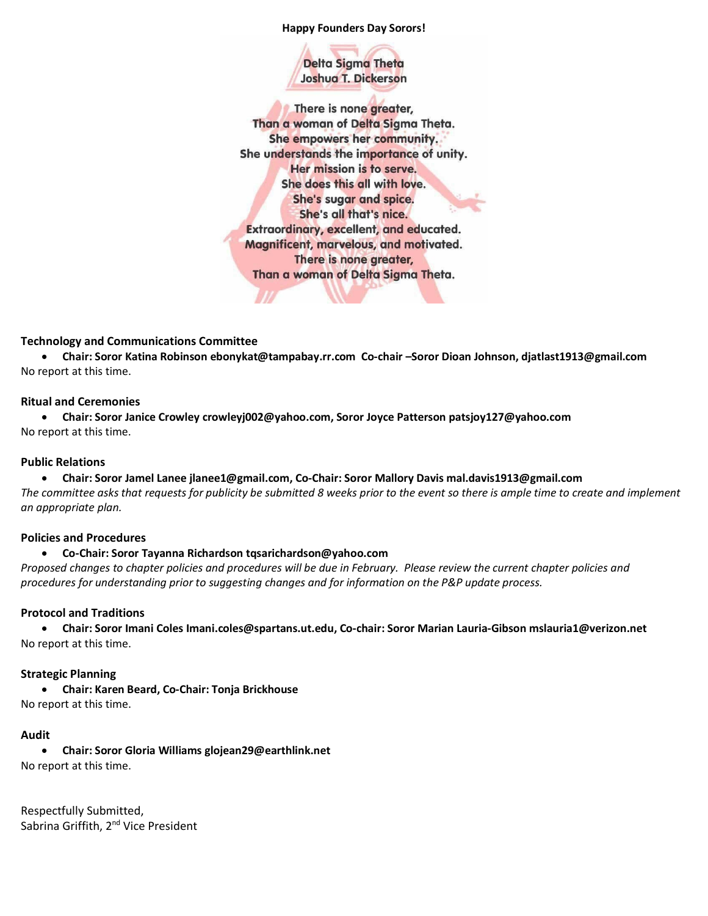**Happy Founders Day Sorors!**

Delta Sigma Theta
Joshua T. Dickerson

There is none greater,
Than a woman of Delta Sigma Theta.
She empowers her community.
She understands the importance of unity.
Her mission is to serve.
She does this all with love.
She's sugar and spice.
She's all that's nice.
Extraordinary, excellent, and educated.
Magnificent, marvelous, and motivated.
There is none greater,
Than a woman of Delta Sigma Theta.

**Technology and Communications Committee**

- **Chair: Soror Katina Robinson ebonykat@tampabay.rr.com Co-chair –Soror Dioan Johnson, djatlast1913@gmail.com**

No report at this time.

**Ritual and Ceremonies**

- **Chair: Soror Janice Crowley crowleyj002@yahoo.com, Soror Joyce Patterson patsjoy127@yahoo.com**

No report at this time.

**Public Relations**

- **Chair: Soror Jamel Lanee jlanee1@gmail.com, Co-Chair: Soror Mallory Davis mal.davis1913@gmail.com**

*The committee asks that requests for publicity be submitted 8 weeks prior to the event so there is ample time to create and implement an appropriate plan.*

**Policies and Procedures**

- **Co-Chair: Soror Tayanna Richardson tqsarichardson@yahoo.com**

*Proposed changes to chapter policies and procedures will be due in February. Please review the current chapter policies and procedures for understanding prior to suggesting changes and for information on the P&P update process.*

**Protocol and Traditions**

- **Chair: Soror Imani Coles Imani.coles@spartans.ut.edu, Co-chair: Soror Marian Lauria-Gibson mslauria1@verizon.net**

No report at this time.

**Strategic Planning**

- **Chair: Karen Beard, Co-Chair: Tonja Brickhouse**

No report at this time.

**Audit**

- **Chair: Soror Gloria Williams glojean29@earthlink.net**

No report at this time.

Respectfully Submitted,
Sabrina Griffith, 2nd Vice President